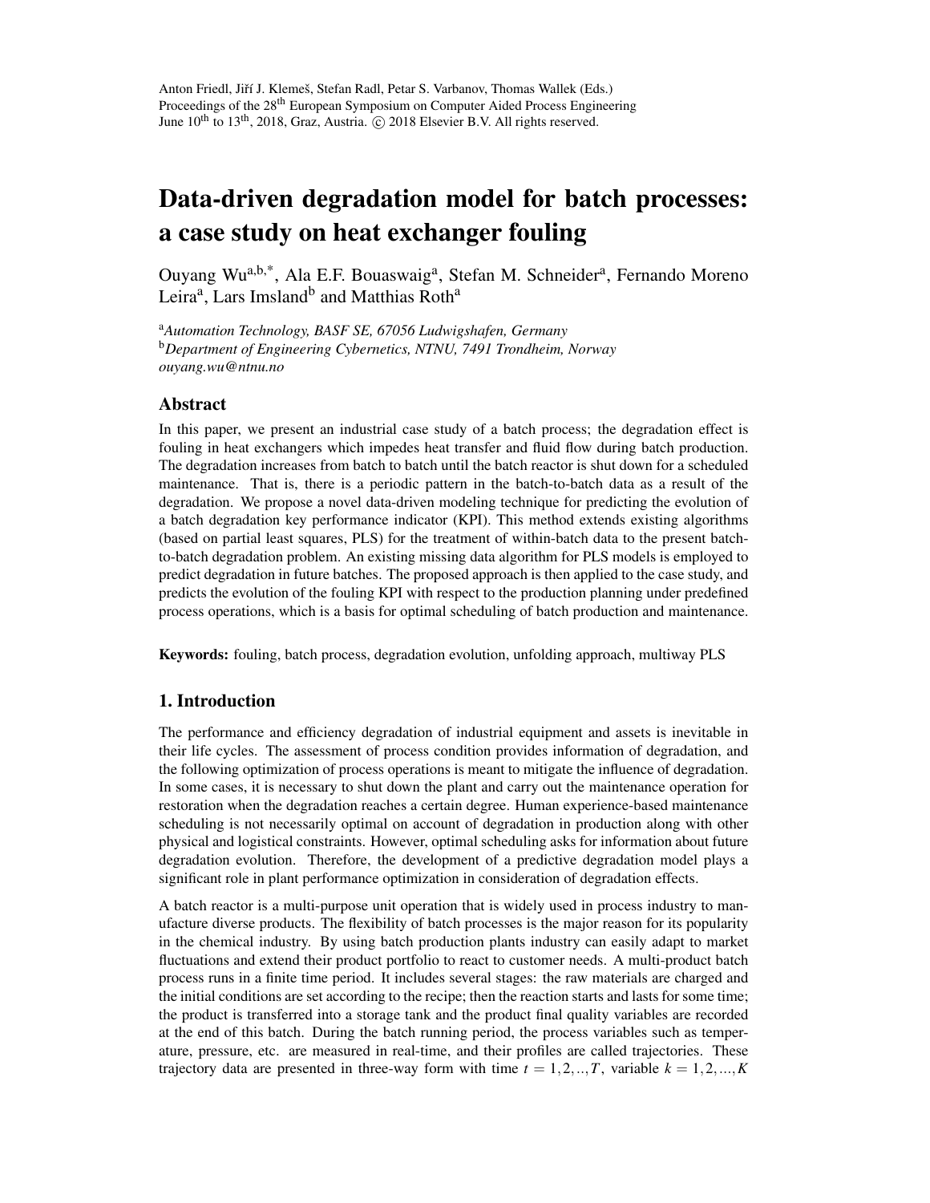Anton Friedl, Jiří J. Klemeš, Stefan Radl, Petar S. Varbanov, Thomas Wallek (Eds.)
Proceedings of the 28th European Symposium on Computer Aided Process Engineering
June 10th to 13th, 2018, Graz, Austria. © 2018 Elsevier B.V. All rights reserved.

# Data-driven degradation model for batch processes: a case study on heat exchanger fouling

Ouyang Wu[a,b,*], Ala E.F. Bouaswaig[a], Stefan M. Schneider[a], Fernando Moreno Leira[a], Lars Imsland[b] and Matthias Roth[a]

[a]*Automation Technology, BASF SE, 67056 Ludwigshafen, Germany*
[b]*Department of Engineering Cybernetics, NTNU, 7491 Trondheim, Norway*
*ouyang.wu@ntnu.no*

## Abstract

In this paper, we present an industrial case study of a batch process; the degradation effect is fouling in heat exchangers which impedes heat transfer and fluid flow during batch production. The degradation increases from batch to batch until the batch reactor is shut down for a scheduled maintenance. That is, there is a periodic pattern in the batch-to-batch data as a result of the degradation. We propose a novel data-driven modeling technique for predicting the evolution of a batch degradation key performance indicator (KPI). This method extends existing algorithms (based on partial least squares, PLS) for the treatment of within-batch data to the present batch-to-batch degradation problem. An existing missing data algorithm for PLS models is employed to predict degradation in future batches. The proposed approach is then applied to the case study, and predicts the evolution of the fouling KPI with respect to the production planning under predefined process operations, which is a basis for optimal scheduling of batch production and maintenance.

**Keywords:** fouling, batch process, degradation evolution, unfolding approach, multiway PLS

## 1. Introduction

The performance and efficiency degradation of industrial equipment and assets is inevitable in their life cycles. The assessment of process condition provides information of degradation, and the following optimization of process operations is meant to mitigate the influence of degradation. In some cases, it is necessary to shut down the plant and carry out the maintenance operation for restoration when the degradation reaches a certain degree. Human experience-based maintenance scheduling is not necessarily optimal on account of degradation in production along with other physical and logistical constraints. However, optimal scheduling asks for information about future degradation evolution. Therefore, the development of a predictive degradation model plays a significant role in plant performance optimization in consideration of degradation effects.

A batch reactor is a multi-purpose unit operation that is widely used in process industry to manufacture diverse products. The flexibility of batch processes is the major reason for its popularity in the chemical industry. By using batch production plants industry can easily adapt to market fluctuations and extend their product portfolio to react to customer needs. A multi-product batch process runs in a finite time period. It includes several stages: the raw materials are charged and the initial conditions are set according to the recipe; then the reaction starts and lasts for some time; the product is transferred into a storage tank and the product final quality variables are recorded at the end of this batch. During the batch running period, the process variables such as temperature, pressure, etc. are measured in real-time, and their profiles are called trajectories. These trajectory data are presented in three-way form with time $t = 1, 2, .., T$, variable $k = 1, 2, ..., K$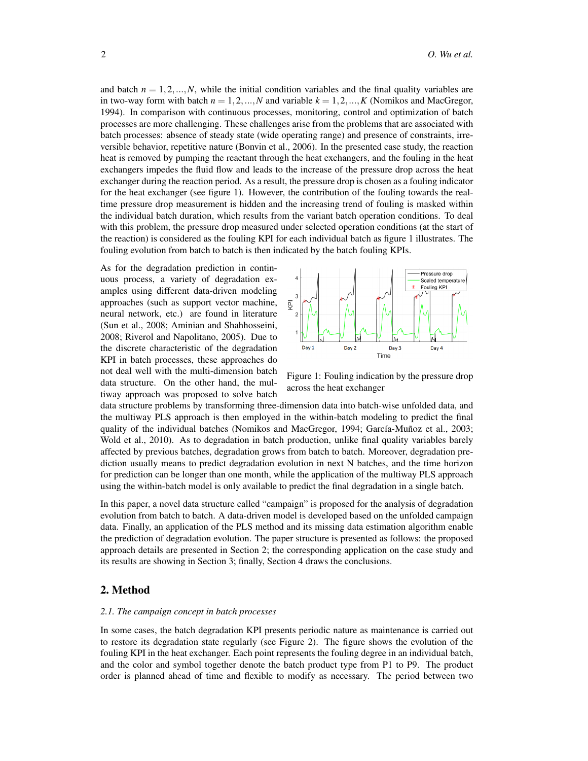and batch $n = 1, 2, ..., N$, while the initial condition variables and the final quality variables are in two-way form with batch $n = 1, 2, ..., N$ and variable $k = 1, 2, ..., K$ (Nomikos and MacGregor, 1994). In comparison with continuous processes, monitoring, control and optimization of batch processes are more challenging. These challenges arise from the problems that are associated with batch processes: absence of steady state (wide operating range) and presence of constraints, irreversible behavior, repetitive nature (Bonvin et al., 2006). In the presented case study, the reaction heat is removed by pumping the reactant through the heat exchangers, and the fouling in the heat exchangers impedes the fluid flow and leads to the increase of the pressure drop across the heat exchanger during the reaction period. As a result, the pressure drop is chosen as a fouling indicator for the heat exchanger (see figure 1). However, the contribution of the fouling towards the real-time pressure drop measurement is hidden and the increasing trend of fouling is masked within the individual batch duration, which results from the variant batch operation conditions. To deal with this problem, the pressure drop measured under selected operation conditions (at the start of the reaction) is considered as the fouling KPI for each individual batch as figure 1 illustrates. The fouling evolution from batch to batch is then indicated by the batch fouling KPIs.

As for the degradation prediction in continuous process, a variety of degradation examples using different data-driven modeling approaches (such as support vector machine, neural network, etc.) are found in literature (Sun et al., 2008; Aminian and Shahhosseini, 2008; Riverol and Napolitano, 2005). Due to the discrete characteristic of the degradation KPI in batch processes, these approaches do not deal well with the multi-dimension batch data structure. On the other hand, the multiway approach was proposed to solve batch data structure problems by transforming three-dimension data into batch-wise unfolded data, and the multiway PLS approach is then employed in the within-batch modeling to predict the final quality of the individual batches (Nomikos and MacGregor, 1994; García-Muñoz et al., 2003; Wold et al., 2010). As to degradation in batch production, unlike final quality variables barely affected by previous batches, degradation grows from batch to batch. Moreover, degradation prediction usually means to predict degradation evolution in next N batches, and the time horizon for prediction can be longer than one month, while the application of the multiway PLS approach using the within-batch model is only available to predict the final degradation in a single batch.

Figure 1: Fouling indication by the pressure drop across the heat exchanger

In this paper, a novel data structure called "campaign" is proposed for the analysis of degradation evolution from batch to batch. A data-driven model is developed based on the unfolded campaign data. Finally, an application of the PLS method and its missing data estimation algorithm enable the prediction of degradation evolution. The paper structure is presented as follows: the proposed approach details are presented in Section 2; the corresponding application on the case study and its results are showing in Section 3; finally, Section 4 draws the conclusions.

## 2. Method

### *2.1. The campaign concept in batch processes*

In some cases, the batch degradation KPI presents periodic nature as maintenance is carried out to restore its degradation state regularly (see Figure 2). The figure shows the evolution of the fouling KPI in the heat exchanger. Each point represents the fouling degree in an individual batch, and the color and symbol together denote the batch product type from P1 to P9. The product order is planned ahead of time and flexible to modify as necessary. The period between two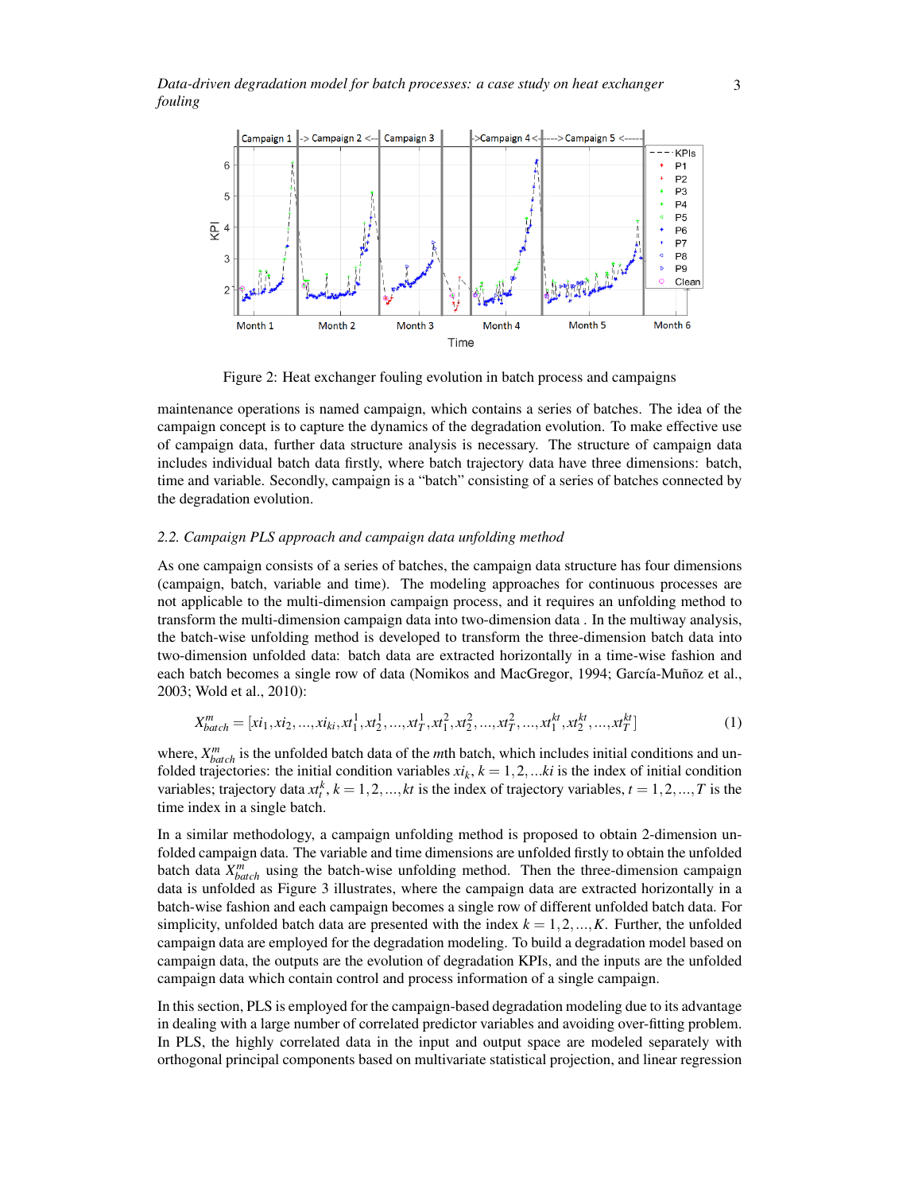Figure 2: Heat exchanger fouling evolution in batch process and campaigns

maintenance operations is named campaign, which contains a series of batches. The idea of the campaign concept is to capture the dynamics of the degradation evolution. To make effective use of campaign data, further data structure analysis is necessary. The structure of campaign data includes individual batch data firstly, where batch trajectory data have three dimensions: batch, time and variable. Secondly, campaign is a "batch" consisting of a series of batches connected by the degradation evolution.

### *2.2. Campaign PLS approach and campaign data unfolding method*

As one campaign consists of a series of batches, the campaign data structure has four dimensions (campaign, batch, variable and time). The modeling approaches for continuous processes are not applicable to the multi-dimension campaign process, and it requires an unfolding method to transform the multi-dimension campaign data into two-dimension data . In the multiway analysis, the batch-wise unfolding method is developed to transform the three-dimension batch data into two-dimension unfolded data: batch data are extracted horizontally in a time-wise fashion and each batch becomes a single row of data (Nomikos and MacGregor, 1994; García-Muñoz et al., 2003; Wold et al., 2010):

$$X_{batch}^{m} = [xi_1, xi_2, ..., xi_{ki}, xt_1^1, xt_2^1, ..., xt_T^1, xt_1^2, xt_2^2, ..., xt_T^2, ..., xt_1^{kt}, xt_2^{kt}, ..., xt_T^{kt}] \tag{1}$$

where, $X_{batch}^{m}$ is the unfolded batch data of the $m$th batch, which includes initial conditions and unfolded trajectories: the initial condition variables $xi_k$, $k = 1, 2, ...ki$ is the index of initial condition variables; trajectory data $xt_t^k$, $k = 1, 2, ..., kt$ is the index of trajectory variables, $t = 1, 2, ..., T$ is the time index in a single batch.

In a similar methodology, a campaign unfolding method is proposed to obtain 2-dimension unfolded campaign data. The variable and time dimensions are unfolded firstly to obtain the unfolded batch data $X_{batch}^{m}$ using the batch-wise unfolding method. Then the three-dimension campaign data is unfolded as Figure 3 illustrates, where the campaign data are extracted horizontally in a batch-wise fashion and each campaign becomes a single row of different unfolded batch data. For simplicity, unfolded batch data are presented with the index $k = 1, 2, ..., K$. Further, the unfolded campaign data are employed for the degradation modeling. To build a degradation model based on campaign data, the outputs are the evolution of degradation KPIs, and the inputs are the unfolded campaign data which contain control and process information of a single campaign.

In this section, PLS is employed for the campaign-based degradation modeling due to its advantage in dealing with a large number of correlated predictor variables and avoiding over-fitting problem. In PLS, the highly correlated data in the input and output space are modeled separately with orthogonal principal components based on multivariate statistical projection, and linear regression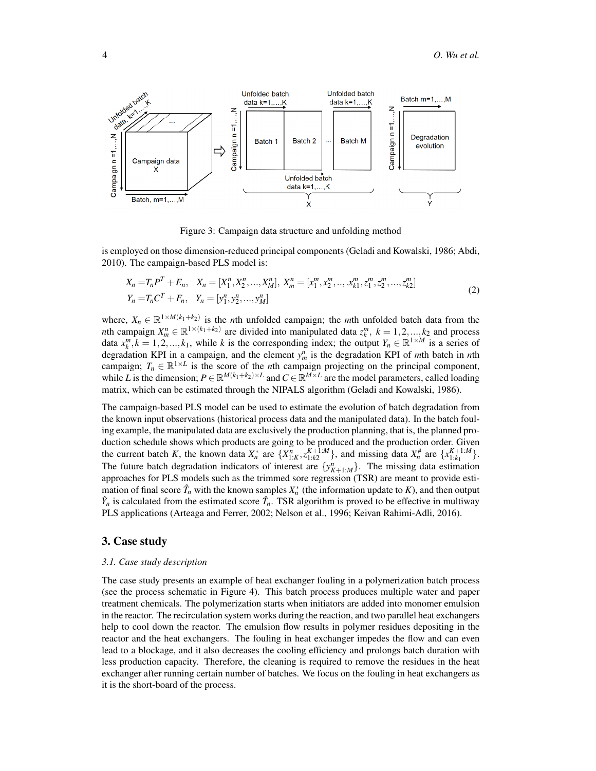Figure 3: Campaign data structure and unfolding method

is employed on those dimension-reduced principal components (Geladi and Kowalski, 1986; Abdi, 2010). The campaign-based PLS model is:

$$
\begin{aligned}
X_n &= T_n P^T + E_n, \quad X_n = [X_1^n, X_2^n, ..., X_M^n], \; X_m^n = [x_1^m, x_2^m, .., .x_{k1}^m, z_1^m, z_2^m, ..., z_{k2}^m] \\
Y_n &= T_n C^T + F_n, \quad Y_n = [y_1^n, y_2^n, ..., y_M^n]
\end{aligned} \tag{2}
$$

where, $X_n \in \mathbb{R}^{1 \times M(k_1+k_2)}$ is the $n$th unfolded campaign; the $m$th unfolded batch data from the $n$th campaign $X_m^n \in \mathbb{R}^{1 \times (k_1+k_2)}$ are divided into manipulated data $z_k^m$, $k = 1, 2, ..., k_2$ and process data $x_k^m, k = 1, 2, ..., k_1$, while $k$ is the corresponding index; the output $Y_n \in \mathbb{R}^{1 \times M}$ is a series of degradation KPI in a campaign, and the element $y_m^n$ is the degradation KPI of $m$th batch in $n$th campaign; $T_n \in \mathbb{R}^{1 \times L}$ is the score of the $n$th campaign projecting on the principal component, while $L$ is the dimension; $P \in \mathbb{R}^{M(k_1+k_2) \times L}$ and $C \in \mathbb{R}^{M \times L}$ are the model parameters, called loading matrix, which can be estimated through the NIPALS algorithm (Geladi and Kowalski, 1986).

The campaign-based PLS model can be used to estimate the evolution of batch degradation from the known input observations (historical process data and the manipulated data). In the batch fouling example, the manipulated data are exclusively the production planning, that is, the planned production schedule shows which products are going to be produced and the production order. Given the current batch $K$, the known data $X_n^*$ are $\{X_{1:K}^n, z_{1:k2}^{K+1:M}\}$, and missing data $X_n^\#$ are $\{x_{1:k_1}^{K+1:M}\}$. The future batch degradation indicators of interest are $\{y_{K+1:M}^n\}$. The missing data estimation approaches for PLS models such as the trimmed sore regression (TSR) are meant to provide estimation of final score $\hat{T}_n$ with the known samples $X_n^*$ (the information update to $K$), and then output $\hat{Y}_n$ is calculated from the estimated score $\hat{T}_n$. TSR algorithm is proved to be effective in multiway PLS applications (Arteaga and Ferrer, 2002; Nelson et al., 1996; Keivan Rahimi-Adli, 2016).

## 3. Case study

### 3.1. Case study description

The case study presents an example of heat exchanger fouling in a polymerization batch process (see the process schematic in Figure 4). This batch process produces multiple water and paper treatment chemicals. The polymerization starts when initiators are added into monomer emulsion in the reactor. The recirculation system works during the reaction, and two parallel heat exchangers help to cool down the reactor. The emulsion flow results in polymer residues depositing in the reactor and the heat exchangers. The fouling in heat exchanger impedes the flow and can even lead to a blockage, and it also decreases the cooling efficiency and prolongs batch duration with less production capacity. Therefore, the cleaning is required to remove the residues in the heat exchanger after running certain number of batches. We focus on the fouling in heat exchangers as it is the short-board of the process.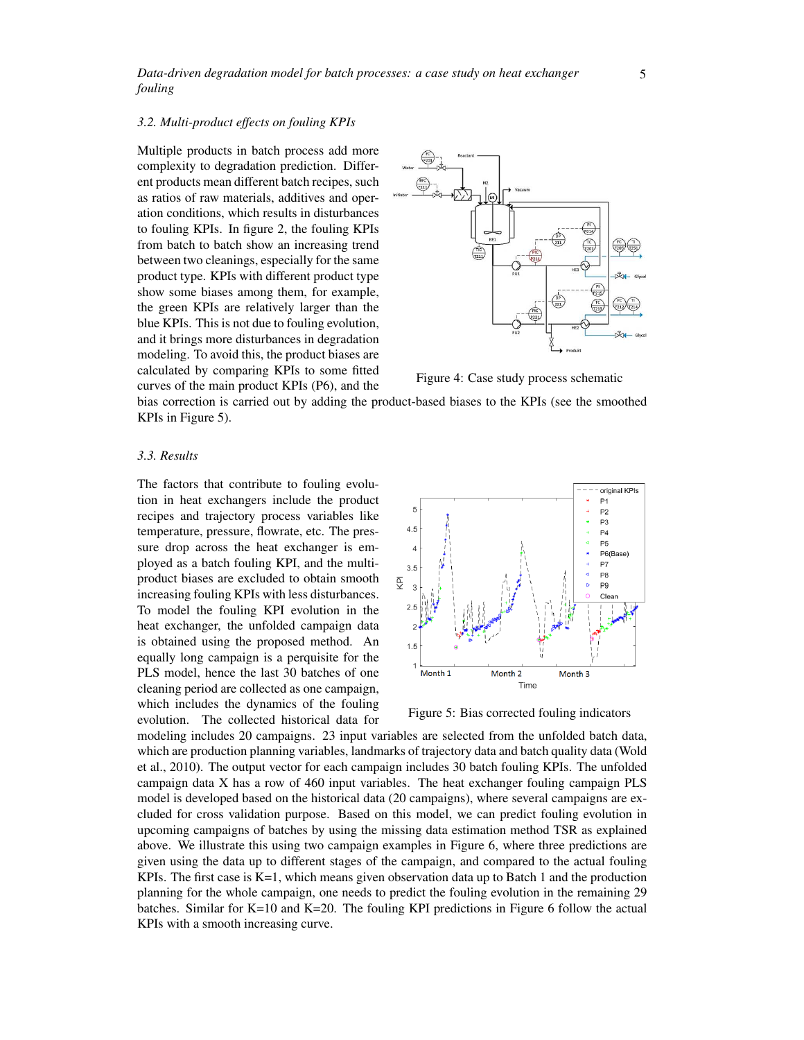### 3.2. Multi-product effects on fouling KPIs

Multiple products in batch process add more complexity to degradation prediction. Different products mean different batch recipes, such as ratios of raw materials, additives and operation conditions, which results in disturbances to fouling KPIs. In figure 2, the fouling KPIs from batch to batch show an increasing trend between two cleanings, especially for the same product type. KPIs with different product type show some biases among them, for example, the green KPIs are relatively larger than the blue KPIs. This is not due to fouling evolution, and it brings more disturbances in degradation modeling. To avoid this, the product biases are calculated by comparing KPIs to some fitted curves of the main product KPIs (P6), and the bias correction is carried out by adding the product-based biases to the KPIs (see the smoothed KPIs in Figure 5).

Figure 4: Case study process schematic

### 3.3. Results

The factors that contribute to fouling evolution in heat exchangers include the product recipes and trajectory process variables like temperature, pressure, flowrate, etc. The pressure drop across the heat exchanger is employed as a batch fouling KPI, and the multi-product biases are excluded to obtain smooth increasing fouling KPIs with less disturbances. To model the fouling KPI evolution in the heat exchanger, the unfolded campaign data is obtained using the proposed method. An equally long campaign is a perquisite for the PLS model, hence the last 30 batches of one cleaning period are collected as one campaign, which includes the dynamics of the fouling evolution. The collected historical data for modeling includes 20 campaigns. 23 input variables are selected from the unfolded batch data, which are production planning variables, landmarks of trajectory data and batch quality data (Wold et al., 2010). The output vector for each campaign includes 30 batch fouling KPIs. The unfolded campaign data X has a row of 460 input variables. The heat exchanger fouling campaign PLS model is developed based on the historical data (20 campaigns), where several campaigns are excluded for cross validation purpose. Based on this model, we can predict fouling evolution in upcoming campaigns of batches by using the missing data estimation method TSR as explained above. We illustrate this using two campaign examples in Figure 6, where three predictions are given using the data up to different stages of the campaign, and compared to the actual fouling KPIs. The first case is K=1, which means given observation data up to Batch 1 and the production planning for the whole campaign, one needs to predict the fouling evolution in the remaining 29 batches. Similar for K=10 and K=20. The fouling KPI predictions in Figure 6 follow the actual KPIs with a smooth increasing curve.

Figure 5: Bias corrected fouling indicators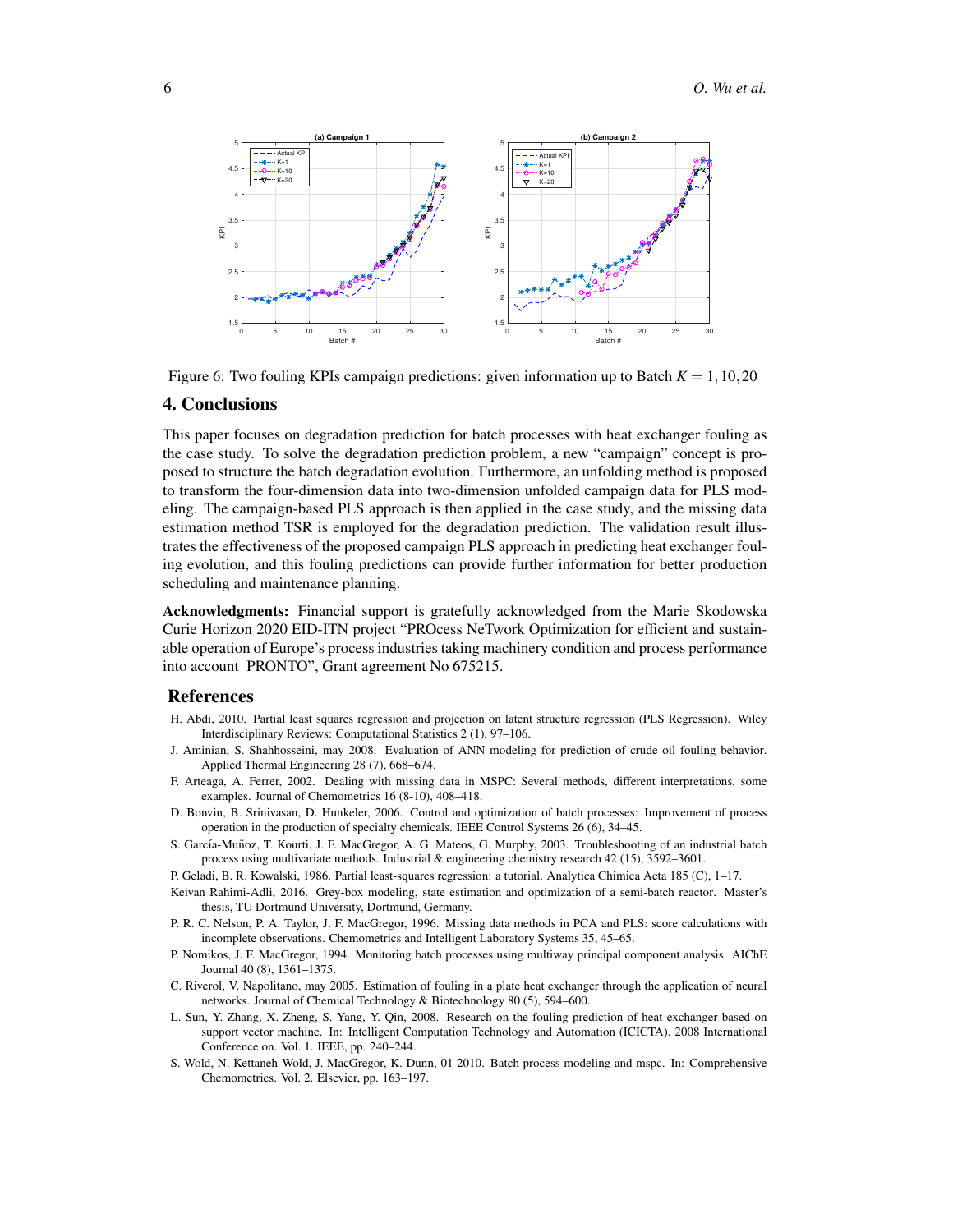(a) Campaign 1

Actual KPI
K=1
K=10
K=20

KPI

Batch #

5
4.5
4
3.5
3
2.5
2
1.5

0 5 10 15 20 25 30

(b) Campaign 2

Actual KPI
K=1
K=10
K=20

KPI

Batch #

5
4.5
4
3.5
3
2.5
2
1.5

0 5 10 15 20 25 30

Figure 6: Two fouling KPIs campaign predictions: given information up to Batch $K = 1, 10, 20$

## 4. Conclusions

This paper focuses on degradation prediction for batch processes with heat exchanger fouling as the case study. To solve the degradation prediction problem, a new "campaign" concept is proposed to structure the batch degradation evolution. Furthermore, an unfolding method is proposed to transform the four-dimension data into two-dimension unfolded campaign data for PLS modeling. The campaign-based PLS approach is then applied in the case study, and the missing data estimation method TSR is employed for the degradation prediction. The validation result illustrates the effectiveness of the proposed campaign PLS approach in predicting heat exchanger fouling evolution, and this fouling predictions can provide further information for better production scheduling and maintenance planning.

**Acknowledgments:** Financial support is gratefully acknowledged from the Marie Skodowska Curie Horizon 2020 EID-ITN project "PROcess NeTwork Optimization for efficient and sustainable operation of Europe's process industries taking machinery condition and process performance into account PRONTO", Grant agreement No 675215.

## References

H. Abdi, 2010. Partial least squares regression and projection on latent structure regression (PLS Regression). Wiley Interdisciplinary Reviews: Computational Statistics 2 (1), 97–106.

J. Aminian, S. Shahhosseini, may 2008. Evaluation of ANN modeling for prediction of crude oil fouling behavior. Applied Thermal Engineering 28 (7), 668–674.

F. Arteaga, A. Ferrer, 2002. Dealing with missing data in MSPC: Several methods, different interpretations, some examples. Journal of Chemometrics 16 (8-10), 408–418.

D. Bonvin, B. Srinivasan, D. Hunkeler, 2006. Control and optimization of batch processes: Improvement of process operation in the production of specialty chemicals. IEEE Control Systems 26 (6), 34–45.

S. García-Muñoz, T. Kourti, J. F. MacGregor, A. G. Mateos, G. Murphy, 2003. Troubleshooting of an industrial batch process using multivariate methods. Industrial & engineering chemistry research 42 (15), 3592–3601.

P. Geladi, B. R. Kowalski, 1986. Partial least-squares regression: a tutorial. Analytica Chimica Acta 185 (C), 1–17.

Keivan Rahimi-Adli, 2016. Grey-box modeling, state estimation and optimization of a semi-batch reactor. Master's thesis, TU Dortmund University, Dortmund, Germany.

P. R. C. Nelson, P. A. Taylor, J. F. MacGregor, 1996. Missing data methods in PCA and PLS: score calculations with incomplete observations. Chemometrics and Intelligent Laboratory Systems 35, 45–65.

P. Nomikos, J. F. MacGregor, 1994. Monitoring batch processes using multiway principal component analysis. AIChE Journal 40 (8), 1361–1375.

C. Riverol, V. Napolitano, may 2005. Estimation of fouling in a plate heat exchanger through the application of neural networks. Journal of Chemical Technology & Biotechnology 80 (5), 594–600.

L. Sun, Y. Zhang, X. Zheng, S. Yang, Y. Qin, 2008. Research on the fouling prediction of heat exchanger based on support vector machine. In: Intelligent Computation Technology and Automation (ICICTA), 2008 International Conference on. Vol. 1. IEEE, pp. 240–244.

S. Wold, N. Kettaneh-Wold, J. MacGregor, K. Dunn, 01 2010. Batch process modeling and mspc. In: Comprehensive Chemometrics. Vol. 2. Elsevier, pp. 163–197.